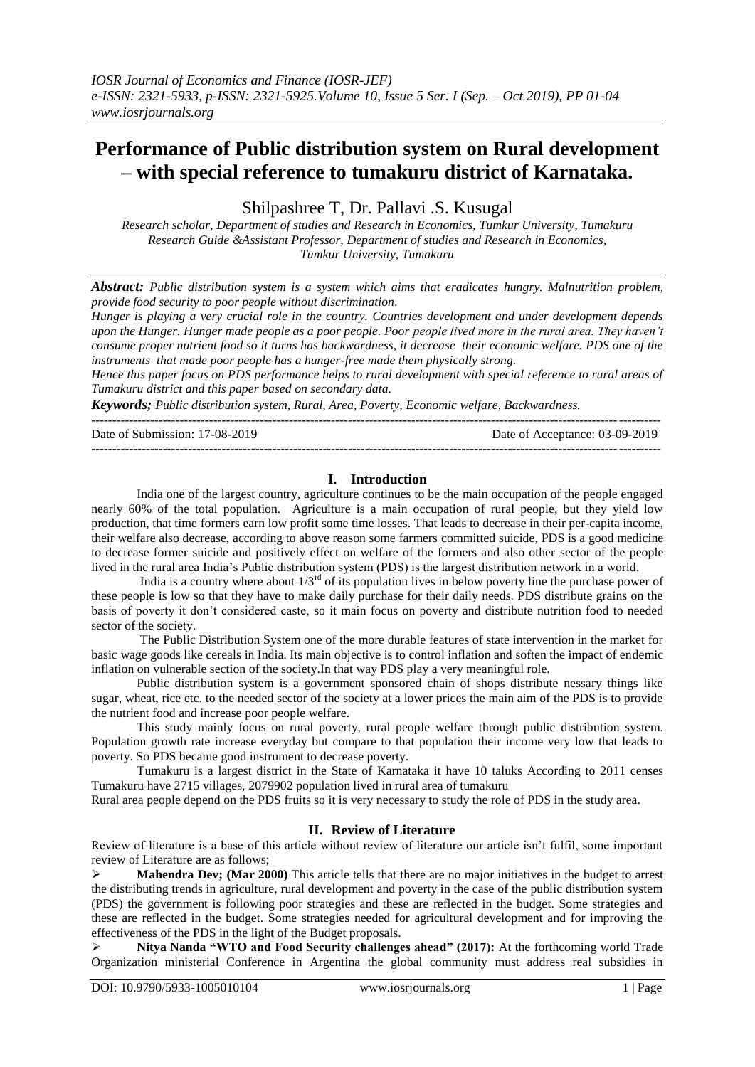# Performance of Public distribution system on Rural development – with special reference to tumakuru district of Karnataka.

Shilpashree T, Dr. Pallavi .S. Kusugal

*Research scholar, Department of studies and Research in Economics, Tumkur University, Tumakuru*
*Research Guide &Assistant Professor, Department of studies and Research in Economics, Tumkur University, Tumakuru*

***Abstract:*** *Public distribution system is a system which aims that eradicates hungry. Malnutrition problem, provide food security to poor people without discrimination.*

*Hunger is playing a very crucial role in the country. Countries development and under development depends upon the Hunger. Hunger made people as a poor people. Poor people lived more in the rural area. They haven't consume proper nutrient food so it turns has backwardness, it decrease their economic welfare. PDS one of the instruments that made poor people has a hunger-free made them physically strong.*

*Hence this paper focus on PDS performance helps to rural development with special reference to rural areas of Tumakuru district and this paper based on secondary data.*

***Keywords;*** *Public distribution system, Rural, Area, Poverty, Economic welfare, Backwardness.*

Date of Submission: 17-08-2019 Date of Acceptance: 03-09-2019

## I. Introduction

India one of the largest country, agriculture continues to be the main occupation of the people engaged nearly 60% of the total population. Agriculture is a main occupation of rural people, but they yield low production, that time formers earn low profit some time losses. That leads to decrease in their per-capita income, their welfare also decrease, according to above reason some farmers committed suicide, PDS is a good medicine to decrease former suicide and positively effect on welfare of the formers and also other sector of the people lived in the rural area India's Public distribution system (PDS) is the largest distribution network in a world.

India is a country where about 1/3rd of its population lives in below poverty line the purchase power of these people is low so that they have to make daily purchase for their daily needs. PDS distribute grains on the basis of poverty it don't considered caste, so it main focus on poverty and distribute nutrition food to needed sector of the society.

The Public Distribution System one of the more durable features of state intervention in the market for basic wage goods like cereals in India. Its main objective is to control inflation and soften the impact of endemic inflation on vulnerable section of the society.In that way PDS play a very meaningful role.

Public distribution system is a government sponsored chain of shops distribute nessary things like sugar, wheat, rice etc. to the needed sector of the society at a lower prices the main aim of the PDS is to provide the nutrient food and increase poor people welfare.

This study mainly focus on rural poverty, rural people welfare through public distribution system. Population growth rate increase everyday but compare to that population their income very low that leads to poverty. So PDS became good instrument to decrease poverty.

Tumakuru is a largest district in the State of Karnataka it have 10 taluks According to 2011 censes Tumakuru have 2715 villages, 2079902 population lived in rural area of tumakuru

Rural area people depend on the PDS fruits so it is very necessary to study the role of PDS in the study area.

## II. Review of Literature

Review of literature is a base of this article without review of literature our article isn't fulfil, some important review of Literature are as follows;

- **Mahendra Dev; (Mar 2000)** This article tells that there are no major initiatives in the budget to arrest the distributing trends in agriculture, rural development and poverty in the case of the public distribution system (PDS) the government is following poor strategies and these are reflected in the budget. Some strategies and these are reflected in the budget. Some strategies needed for agricultural development and for improving the effectiveness of the PDS in the light of the Budget proposals.
- **Nitya Nanda "WTO and Food Security challenges ahead" (2017):** At the forthcoming world Trade Organization ministerial Conference in Argentina the global community must address real subsidies in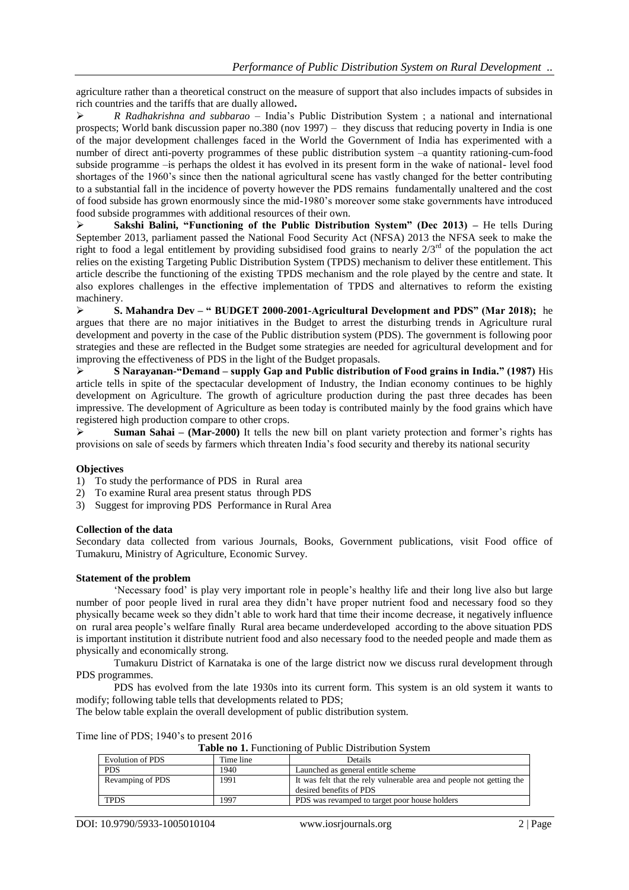agriculture rather than a theoretical construct on the measure of support that also includes impacts of subsides in rich countries and the tariffs that are dually allowed**.**

- *R Radhakrishna and subbarao* – India's Public Distribution System ; a national and international prospects; World bank discussion paper no.380 (nov 1997) – they discuss that reducing poverty in India is one of the major development challenges faced in the World the Government of India has experimented with a number of direct anti-poverty programmes of these public distribution system –a quantity rationing-cum-food subside programme –is perhaps the oldest it has evolved in its present form in the wake of national- level food shortages of the 1960's since then the national agricultural scene has vastly changed for the better contributing to a substantial fall in the incidence of poverty however the PDS remains fundamentally unaltered and the cost of food subside has grown enormously since the mid-1980's moreover some stake governments have introduced food subside programmes with additional resources of their own.
- **Sakshi Balini, "Functioning of the Public Distribution System" (Dec 2013) –** He tells During September 2013, parliament passed the National Food Security Act (NFSA) 2013 the NFSA seek to make the right to food a legal entitlement by providing subsidised food grains to nearly 2/3[rd] of the population the act relies on the existing Targeting Public Distribution System (TPDS) mechanism to deliver these entitlement. This article describe the functioning of the existing TPDS mechanism and the role played by the centre and state. It also explores challenges in the effective implementation of TPDS and alternatives to reform the existing machinery.
- **S. Mahandra Dev – " BUDGET 2000-2001-Agricultural Development and PDS" (Mar 2018);** he argues that there are no major initiatives in the Budget to arrest the disturbing trends in Agriculture rural development and poverty in the case of the Public distribution system (PDS). The government is following poor strategies and these are reflected in the Budget some strategies are needed for agricultural development and for improving the effectiveness of PDS in the light of the Budget propasals.
- **S Narayanan-"Demand – supply Gap and Public distribution of Food grains in India." (1987)** His article tells in spite of the spectacular development of Industry, the Indian economy continues to be highly development on Agriculture. The growth of agriculture production during the past three decades has been impressive. The development of Agriculture as been today is contributed mainly by the food grains which have registered high production compare to other crops.
- **Suman Sahai – (Mar-2000)** It tells the new bill on plant variety protection and former's rights has provisions on sale of seeds by farmers which threaten India's food security and thereby its national security

**Objectives**

1) To study the performance of PDS in Rural area
2) To examine Rural area present status through PDS
3) Suggest for improving PDS Performance in Rural Area

**Collection of the data**

Secondary data collected from various Journals, Books, Government publications, visit Food office of Tumakuru, Ministry of Agriculture, Economic Survey.

**Statement of the problem**

'Necessary food' is play very important role in people's healthy life and their long live also but large number of poor people lived in rural area they didn't have proper nutrient food and necessary food so they physically became week so they didn't able to work hard that time their income decrease, it negatively influence on rural area people's welfare finally Rural area became underdeveloped according to the above situation PDS is important institution it distribute nutrient food and also necessary food to the needed people and made them as physically and economically strong.

Tumakuru District of Karnataka is one of the large district now we discuss rural development through PDS programmes.

PDS has evolved from the late 1930s into its current form. This system is an old system it wants to modify; following table tells that developments related to PDS;

The below table explain the overall development of public distribution system.

Time line of PDS; 1940's to present 2016

**Table no 1.** Functioning of Public Distribution System

| Evolution of PDS | Time line | Details |
|---|---|---|
| PDS | 1940 | Launched as general entitle scheme |
| Revamping of PDS | 1991 | It was felt that the rely vulnerable area and people not getting the desired benefits of PDS |
| TPDS | 1997 | PDS was revamped to target poor house holders |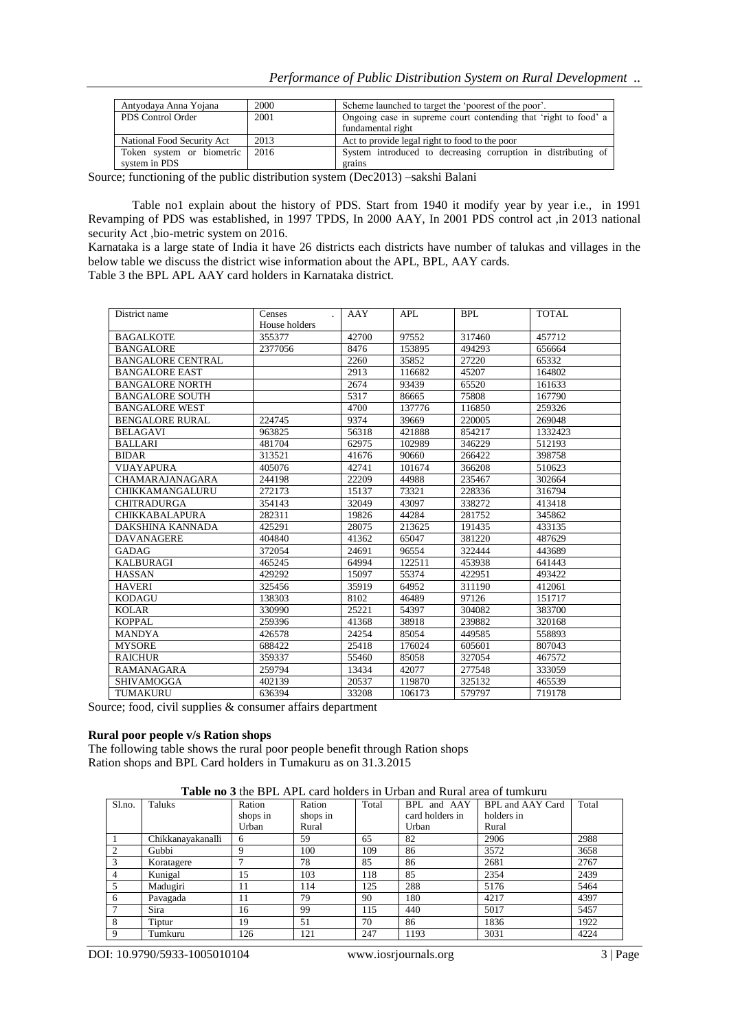| Antyodaya Anna Yojana | 2000 | Scheme launched to target the 'poorest of the poor'. |
|---|---|---|
| PDS Control Order | 2001 | Ongoing case in supreme court contending that 'right to food' a fundamental right |
| National Food Security Act | 2013 | Act to provide legal right to food to the poor |
| Token system or biometric system in PDS | 2016 | System introduced to decreasing corruption in distributing of grains |

Source; functioning of the public distribution system (Dec2013) –sakshi Balani

Table no1 explain about the history of PDS. Start from 1940 it modify year by year i.e., in 1991 Revamping of PDS was established, in 1997 TPDS, In 2000 AAY, In 2001 PDS control act ,in 2013 national security Act ,bio-metric system on 2016.

Karnataka is a large state of India it have 26 districts each districts have number of talukas and villages in the below table we discuss the district wise information about the APL, BPL, AAY cards.

Table 3 the BPL APL AAY card holders in Karnataka district.

| District name | Censes House holders | AAY | APL | BPL | TOTAL |
|---|---|---|---|---|---|
| BAGALKOTE | 355377 | 42700 | 97552 | 317460 | 457712 |
| BANGALORE | 2377056 | 8476 | 153895 | 494293 | 656664 |
| BANGALORE CENTRAL | | 2260 | 35852 | 27220 | 65332 |
| BANGALORE EAST | | 2913 | 116682 | 45207 | 164802 |
| BANGALORE NORTH | | 2674 | 93439 | 65520 | 161633 |
| BANGALORE SOUTH | | 5317 | 86665 | 75808 | 167790 |
| BANGALORE WEST | | 4700 | 137776 | 116850 | 259326 |
| BENGALORE RURAL | 224745 | 9374 | 39669 | 220005 | 269048 |
| BELAGAVI | 963825 | 56318 | 421888 | 854217 | 1332423 |
| BALLARI | 481704 | 62975 | 102989 | 346229 | 512193 |
| BIDAR | 313521 | 41676 | 90660 | 266422 | 398758 |
| VIJAYAPURA | 405076 | 42741 | 101674 | 366208 | 510623 |
| CHAMARAJANAGARA | 244198 | 22209 | 44988 | 235467 | 302664 |
| CHIKKAMANGALURU | 272173 | 15137 | 73321 | 228336 | 316794 |
| CHITRADURGA | 354143 | 32049 | 43097 | 338272 | 413418 |
| CHIKKABALAPURA | 282311 | 19826 | 44284 | 281752 | 345862 |
| DAKSHINA KANNADA | 425291 | 28075 | 213625 | 191435 | 433135 |
| DAVANAGERE | 404840 | 41362 | 65047 | 381220 | 487629 |
| GADAG | 372054 | 24691 | 96554 | 322444 | 443689 |
| KALBURAGI | 465245 | 64994 | 122511 | 453938 | 641443 |
| HASSAN | 429292 | 15097 | 55374 | 422951 | 493422 |
| HAVERI | 325456 | 35919 | 64952 | 311190 | 412061 |
| KODAGU | 138303 | 8102 | 46489 | 97126 | 151717 |
| KOLAR | 330990 | 25221 | 54397 | 304082 | 383700 |
| KOPPAL | 259396 | 41368 | 38918 | 239882 | 320168 |
| MANDYA | 426578 | 24254 | 85054 | 449585 | 558893 |
| MYSORE | 688422 | 25418 | 176024 | 605601 | 807043 |
| RAICHUR | 359337 | 55460 | 85058 | 327054 | 467572 |
| RAMANAGARA | 259794 | 13434 | 42077 | 277548 | 333059 |
| SHIVAMOGGA | 402139 | 20537 | 119870 | 325132 | 465539 |
| TUMAKURU | 636394 | 33208 | 106173 | 579797 | 719178 |

Source; food, civil supplies & consumer affairs department

**Rural poor people v/s Ration shops**

The following table shows the rural poor people benefit through Ration shops
Ration shops and BPL Card holders in Tumakuru as on 31.3.2015

**Table no 3** the BPL APL card holders in Urban and Rural area of tumkuru

| Sl.no. | Taluks | Ration shops in Urban | Ration shops in Rural | Total | BPL and AAY card holders in Urban | BPL and AAY Card holders in Rural | Total |
|---|---|---|---|---|---|---|---|
| 1 | Chikkanayakanalli | 6 | 59 | 65 | 82 | 2906 | 2988 |
| 2 | Gubbi | 9 | 100 | 109 | 86 | 3572 | 3658 |
| 3 | Koratagere | 7 | 78 | 85 | 86 | 2681 | 2767 |
| 4 | Kunigal | 15 | 103 | 118 | 85 | 2354 | 2439 |
| 5 | Madugiri | 11 | 114 | 125 | 288 | 5176 | 5464 |
| 6 | Pavagada | 11 | 79 | 90 | 180 | 4217 | 4397 |
| 7 | Sira | 16 | 99 | 115 | 440 | 5017 | 5457 |
| 8 | Tiptur | 19 | 51 | 70 | 86 | 1836 | 1922 |
| 9 | Tumkuru | 126 | 121 | 247 | 1193 | 3031 | 4224 |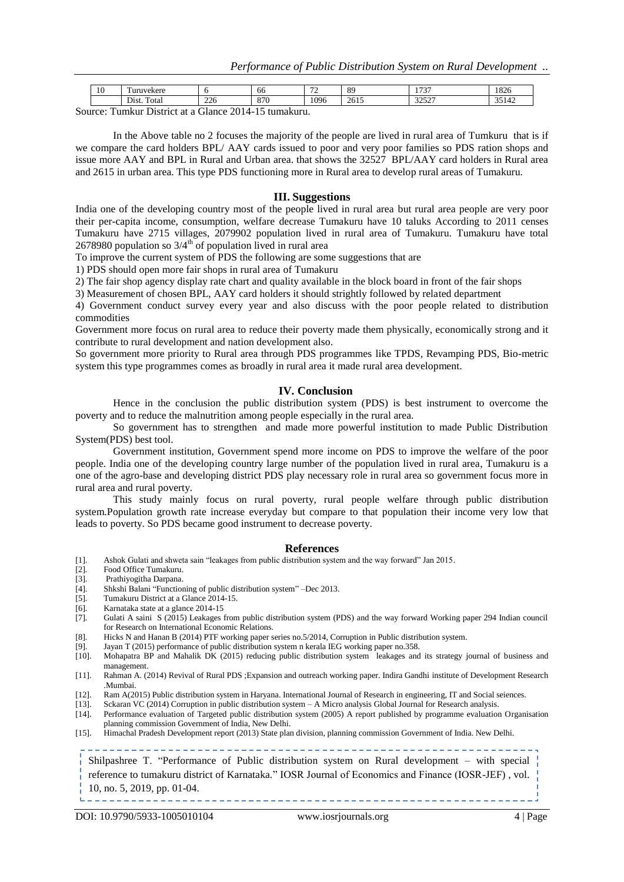| | | | | | | | |
|---|---|---|---|---|---|---|---|
| 10 | Turuvekere | 6 | 66 | 72 | 89 | 1737 | 1826 |
| | Dist. Total | 226 | 870 | 1096 | 2615 | 32527 | 35142 |

Source: Tumkur District at a Glance 2014-15 tumakuru.

In the Above table no 2 focuses the majority of the people are lived in rural area of Tumkuru that is if we compare the card holders BPL/ AAY cards issued to poor and very poor families so PDS ration shops and issue more AAY and BPL in Rural and Urban area. that shows the 32527 BPL/AAY card holders in Rural area and 2615 in urban area. This type PDS functioning more in Rural area to develop rural areas of Tumakuru.

## III. Suggestions

India one of the developing country most of the people lived in rural area but rural area people are very poor their per-capita income, consumption, welfare decrease Tumakuru have 10 taluks According to 2011 censes Tumakuru have 2715 villages, 2079902 population lived in rural area of Tumakuru. Tumakuru have total 2678980 population so $3/4^{th}$ of population lived in rural area

To improve the current system of PDS the following are some suggestions that are

1) PDS should open more fair shops in rural area of Tumakuru

2) The fair shop agency display rate chart and quality available in the block board in front of the fair shops

3) Measurement of chosen BPL, AAY card holders it should strightly followed by related department

4) Government conduct survey every year and also discuss with the poor people related to distribution commodities

Government more focus on rural area to reduce their poverty made them physically, economically strong and it contribute to rural development and nation development also.

So government more priority to Rural area through PDS programmes like TPDS, Revamping PDS, Bio-metric system this type programmes comes as broadly in rural area it made rural area development.

## IV. Conclusion

Hence in the conclusion the public distribution system (PDS) is best instrument to overcome the poverty and to reduce the malnutrition among people especially in the rural area.

So government has to strengthen and made more powerful institution to made Public Distribution System(PDS) best tool.

Government institution, Government spend more income on PDS to improve the welfare of the poor people. India one of the developing country large number of the population lived in rural area, Tumakuru is a one of the agro-base and developing district PDS play necessary role in rural area so government focus more in rural area and rural poverty.

This study mainly focus on rural poverty, rural people welfare through public distribution system.Population growth rate increase everyday but compare to that population their income very low that leads to poverty. So PDS became good instrument to decrease poverty.

## References

[1]. Ashok Gulati and shweta sain "leakages from public distribution system and the way forward" Jan 2015.
[2]. Food Office Tumakuru.
[3]. Prathiyogitha Darpana.
[4]. Shkshi Balani "Functioning of public distribution system" –Dec 2013.
[5]. Tumakuru District at a Glance 2014-15.
[6]. Karnataka state at a glance 2014-15
[7]. Gulati A saini S (2015) Leakages from public distribution system (PDS) and the way forward Working paper 294 Indian council for Research on International Economic Relations.
[8]. Hicks N and Hanan B (2014) PTF working paper series no.5/2014, Corruption in Public distribution system.
[9]. Jayan T (2015) performance of public distribution system n kerala IEG working paper no.358.
[10]. Mohapatra BP and Mahalik DK (2015) reducing public distribution system leakages and its strategy journal of business and management.
[11]. Rahman A. (2014) Revival of Rural PDS ;Expansion and outreach working paper. Indira Gandhi institute of Development Research .Mumbai.
[12]. Ram A(2015) Public distribution system in Haryana. International Journal of Research in engineering, IT and Social seiences.
[13]. Sckaran VC (2014) Corruption in public distribution system – A Micro analysis Global Journal for Research analysis.
[14]. Performance evaluation of Targeted public distribution system (2005) A report published by programme evaluation Organisation planning commission Government of India, New Delhi.
[15]. Himachal Pradesh Development report (2013) State plan division, planning commission Government of India. New Delhi.

Shilpashree T. "Performance of Public distribution system on Rural development – with special reference to tumakuru district of Karnataka." IOSR Journal of Economics and Finance (IOSR-JEF) , vol. 10, no. 5, 2019, pp. 01-04.